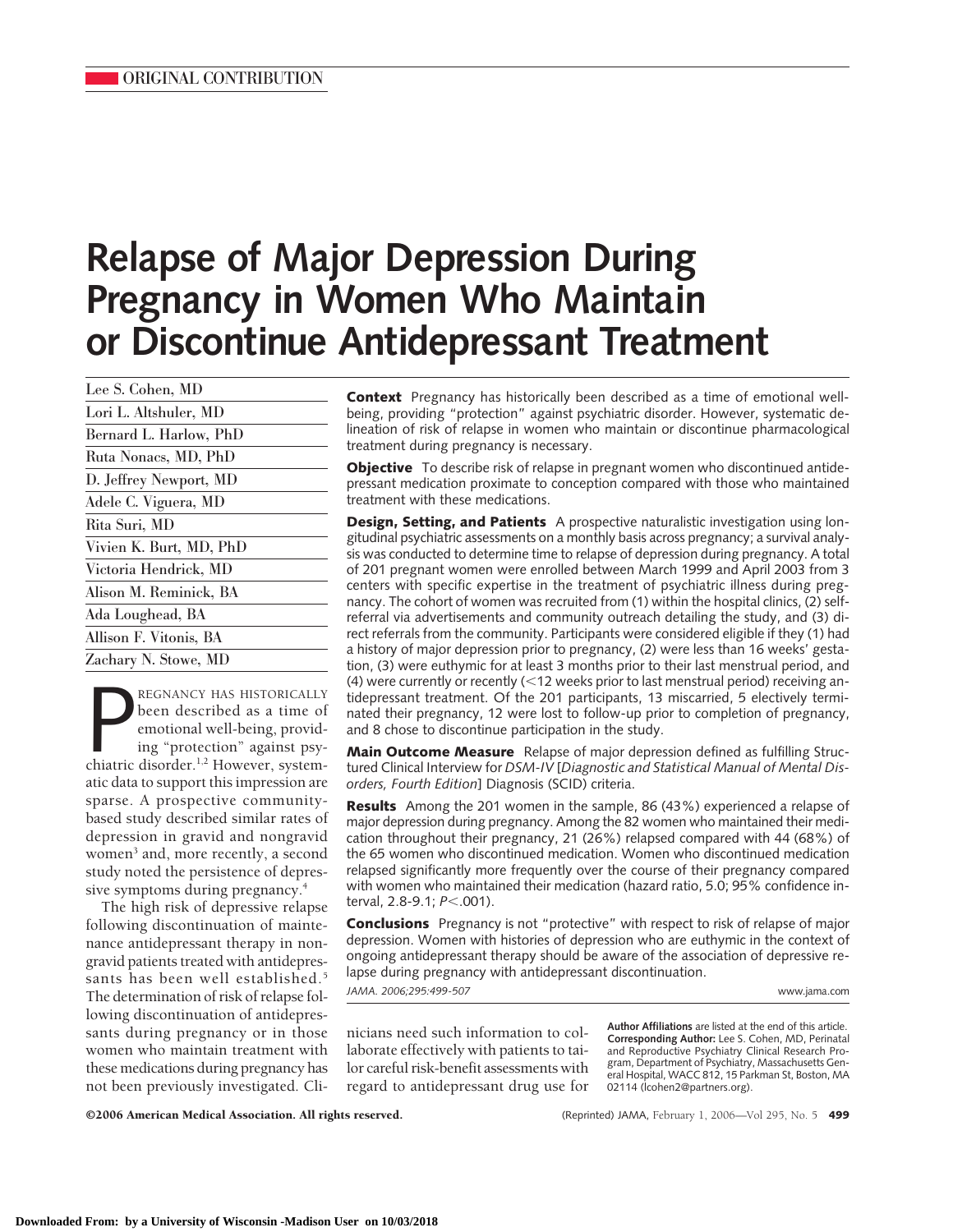ORIGINAL CONTRIBUTION

# Relapse of Major Depression During Pregnancy in Women Who Maintain or Discontinue Antidepressant Treatment

Lee S. Cohen, MD
Lori L. Altshuler, MD
Bernard L. Harlow, PhD
Ruta Nonacs, MD, PhD
D. Jeffrey Newport, MD
Adele C. Viguera, MD
Rita Suri, MD
Vivien K. Burt, MD, PhD
Victoria Hendrick, MD
Alison M. Reminick, BA
Ada Loughead, BA
Allison F. Vitonis, BA
Zachary N. Stowe, MD

**Context** Pregnancy has historically been described as a time of emotional well-being, providing "protection" against psychiatric disorder. However, systematic delineation of risk of relapse in women who maintain or discontinue pharmacological treatment during pregnancy is necessary.

**Objective** To describe risk of relapse in pregnant women who discontinued antidepressant medication proximate to conception compared with those who maintained treatment with these medications.

**Design, Setting, and Patients** A prospective naturalistic investigation using longitudinal psychiatric assessments on a monthly basis across pregnancy; a survival analysis was conducted to determine time to relapse of depression during pregnancy. A total of 201 pregnant women were enrolled between March 1999 and April 2003 from 3 centers with specific expertise in the treatment of psychiatric illness during pregnancy. The cohort of women was recruited from (1) within the hospital clinics, (2) self-referral via advertisements and community outreach detailing the study, and (3) direct referrals from the community. Participants were considered eligible if they (1) had a history of major depression prior to pregnancy, (2) were less than 16 weeks' gestation, (3) were euthymic for at least 3 months prior to their last menstrual period, and (4) were currently or recently (<12 weeks prior to last menstrual period) receiving antidepressant treatment. Of the 201 participants, 13 miscarried, 5 electively terminated their pregnancy, 12 were lost to follow-up prior to completion of pregnancy, and 8 chose to discontinue participation in the study.

**Main Outcome Measure** Relapse of major depression defined as fulfilling Structured Clinical Interview for *DSM-IV* [*Diagnostic and Statistical Manual of Mental Disorders, Fourth Edition*] Diagnosis (SCID) criteria.

**Results** Among the 201 women in the sample, 86 (43%) experienced a relapse of major depression during pregnancy. Among the 82 women who maintained their medication throughout their pregnancy, 21 (26%) relapsed compared with 44 (68%) of the 65 women who discontinued medication. Women who discontinued medication relapsed significantly more frequently over the course of their pregnancy compared with women who maintained their medication (hazard ratio, 5.0; 95% confidence interval, 2.8-9.1; $P<.001$).

**Conclusions** Pregnancy is not "protective" with respect to risk of relapse of major depression. Women with histories of depression who are euthymic in the context of ongoing antidepressant therapy should be aware of the association of depressive relapse during pregnancy with antidepressant discontinuation.

*JAMA. 2006;295:499-507*

www.jama.com

Pregnancy has historically been described as a time of emotional well-being, providing "protection" against psychiatric disorder.[1,2] However, systematic data to support this impression are sparse. A prospective community-based study described similar rates of depression in gravid and nongravid women[3] and, more recently, a second study noted the persistence of depressive symptoms during pregnancy.[4]

The high risk of depressive relapse following discontinuation of maintenance antidepressant therapy in nongravid patients treated with antidepressants has been well established.[5] The determination of risk of relapse following discontinuation of antidepressants during pregnancy or in those women who maintain treatment with these medications during pregnancy has not been previously investigated. Clinicians need such information to collaborate effectively with patients to tailor careful risk-benefit assessments with regard to antidepressant drug use for

**Author Affiliations** are listed at the end of this article.
**Corresponding Author:** Lee S. Cohen, MD, Perinatal and Reproductive Psychiatry Clinical Research Program, Department of Psychiatry, Massachusetts General Hospital, WACC 812, 15 Parkman St, Boston, MA 02114 (lcohen2@partners.org).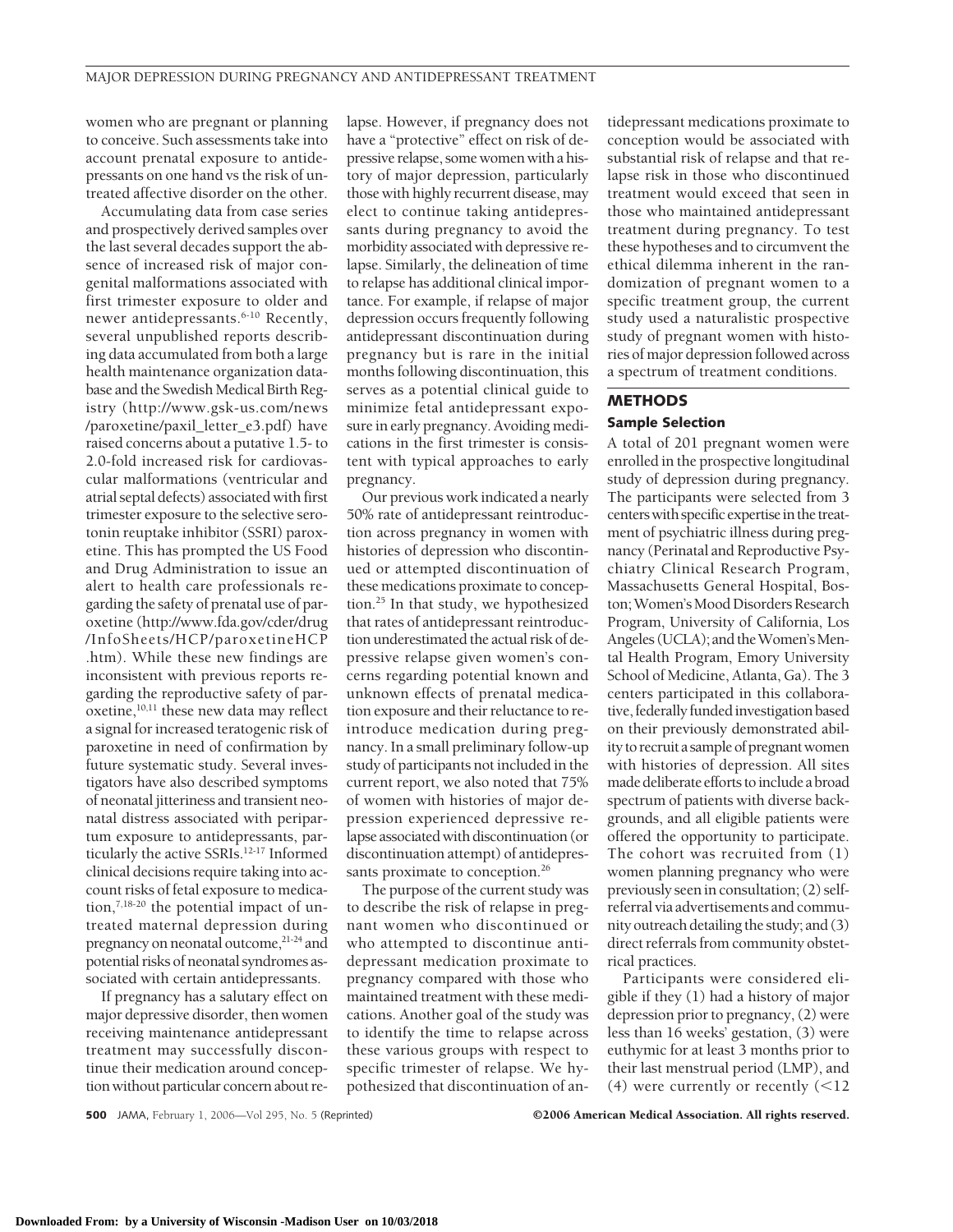women who are pregnant or planning to conceive. Such assessments take into account prenatal exposure to antidepressants on one hand vs the risk of untreated affective disorder on the other.

Accumulating data from case series and prospectively derived samples over the last several decades support the absence of increased risk of major congenital malformations associated with first trimester exposure to older and newer antidepressants.[6-10] Recently, several unpublished reports describing data accumulated from both a large health maintenance organization database and the Swedish Medical Birth Registry (http://www.gsk-us.com/news/paroxetine/paxil_letter_e3.pdf) have raised concerns about a putative 1.5- to 2.0-fold increased risk for cardiovascular malformations (ventricular and atrial septal defects) associated with first trimester exposure to the selective serotonin reuptake inhibitor (SSRI) paroxetine. This has prompted the US Food and Drug Administration to issue an alert to health care professionals regarding the safety of prenatal use of paroxetine (http://www.fda.gov/cder/drug/InfoSheets/HCP/paroxetineHCP.htm). While these new findings are inconsistent with previous reports regarding the reproductive safety of paroxetine,[10,11] these new data may reflect a signal for increased teratogenic risk of paroxetine in need of confirmation by future systematic study. Several investigators have also described symptoms of neonatal jitteriness and transient neonatal distress associated with peripartum exposure to antidepressants, particularly the active SSRIs.[12-17] Informed clinical decisions require taking into account risks of fetal exposure to medication,[7,18-20] the potential impact of untreated maternal depression during pregnancy on neonatal outcome,[21-24] and potential risks of neonatal syndromes associated with certain antidepressants.

If pregnancy has a salutary effect on major depressive disorder, then women receiving maintenance antidepressant treatment may successfully discontinue their medication around conception without particular concern about relapse. However, if pregnancy does not have a "protective" effect on risk of depressive relapse, some women with a history of major depression, particularly those with highly recurrent disease, may elect to continue taking antidepressants during pregnancy to avoid the morbidity associated with depressive relapse. Similarly, the delineation of time to relapse has additional clinical importance. For example, if relapse of major depression occurs frequently following antidepressant discontinuation during pregnancy but is rare in the initial months following discontinuation, this serves as a potential clinical guide to minimize fetal antidepressant exposure in early pregnancy. Avoiding medications in the first trimester is consistent with typical approaches to early pregnancy.

Our previous work indicated a nearly 50% rate of antidepressant reintroduction across pregnancy in women with histories of depression who discontinued or attempted discontinuation of these medications proximate to conception.[25] In that study, we hypothesized that rates of antidepressant reintroduction underestimated the actual risk of depressive relapse given women's concerns regarding potential known and unknown effects of prenatal medication exposure and their reluctance to reintroduce medication during pregnancy. In a small preliminary follow-up study of participants not included in the current report, we also noted that 75% of women with histories of major depression experienced depressive relapse associated with discontinuation (or discontinuation attempt) of antidepressants proximate to conception.[26]

The purpose of the current study was to describe the risk of relapse in pregnant women who discontinued or who attempted to discontinue antidepressant medication proximate to pregnancy compared with those who maintained treatment with these medications. Another goal of the study was to identify the time to relapse across these various groups with respect to specific trimester of relapse. We hypothesized that discontinuation of antidepressant medications proximate to conception would be associated with substantial risk of relapse and that relapse risk in those who discontinued treatment would exceed that seen in those who maintained antidepressant treatment during pregnancy. To test these hypotheses and to circumvent the ethical dilemma inherent in the randomization of pregnant women to a specific treatment group, the current study used a naturalistic prospective study of pregnant women with histories of major depression followed across a spectrum of treatment conditions.

## METHODS

### Sample Selection

A total of 201 pregnant women were enrolled in the prospective longitudinal study of depression during pregnancy. The participants were selected from 3 centers with specific expertise in the treatment of psychiatric illness during pregnancy (Perinatal and Reproductive Psychiatry Clinical Research Program, Massachusetts General Hospital, Boston; Women's Mood Disorders Research Program, University of California, Los Angeles (UCLA); and the Women's Mental Health Program, Emory University School of Medicine, Atlanta, Ga). The 3 centers participated in this collaborative, federally funded investigation based on their previously demonstrated ability to recruit a sample of pregnant women with histories of depression. All sites made deliberate efforts to include a broad spectrum of patients with diverse backgrounds, and all eligible patients were offered the opportunity to participate. The cohort was recruited from (1) women planning pregnancy who were previously seen in consultation; (2) self-referral via advertisements and community outreach detailing the study; and (3) direct referrals from community obstetrical practices.

Participants were considered eligible if they (1) had a history of major depression prior to pregnancy, (2) were less than 16 weeks' gestation, (3) were euthymic for at least 3 months prior to their last menstrual period (LMP), and (4) were currently or recently (<12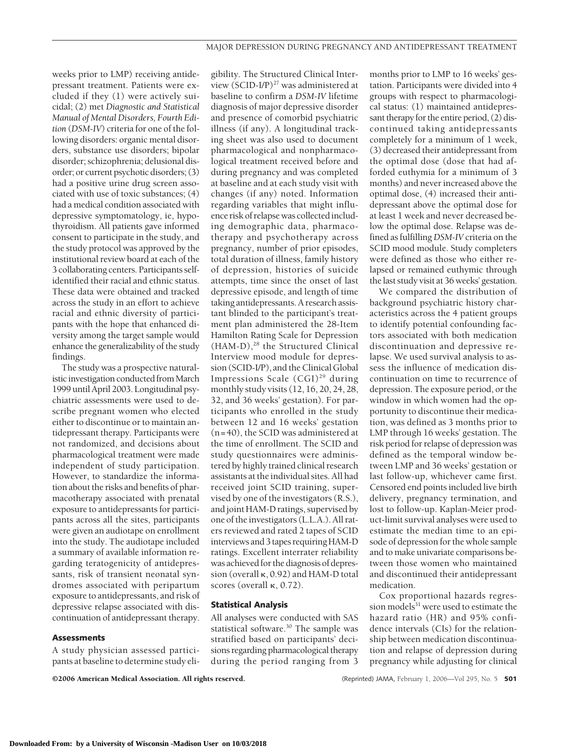weeks prior to LMP) receiving antidepressant treatment. Patients were excluded if they (1) were actively suicidal; (2) met *Diagnostic and Statistical Manual of Mental Disorders, Fourth Edition* (*DSM-IV*) criteria for one of the following disorders: organic mental disorders, substance use disorders; bipolar disorder; schizophrenia; delusional disorder; or current psychotic disorders; (3) had a positive urine drug screen associated with use of toxic substances; (4) had a medical condition associated with depressive symptomatology, ie, hypothyroidism. All patients gave informed consent to participate in the study, and the study protocol was approved by the institutional review board at each of the 3 collaborating centers. Participants self-identified their racial and ethnic status. These data were obtained and tracked across the study in an effort to achieve racial and ethnic diversity of participants with the hope that enhanced diversity among the target sample would enhance the generalizability of the study findings.

The study was a prospective naturalistic investigation conducted from March 1999 until April 2003. Longitudinal psychiatric assessments were used to describe pregnant women who elected either to discontinue or to maintain antidepressant therapy. Participants were not randomized, and decisions about pharmacological treatment were made independent of study participation. However, to standardize the information about the risks and benefits of pharmacotherapy associated with prenatal exposure to antidepressants for participants across all the sites, participants were given an audiotape on enrollment into the study. The audiotape included a summary of available information regarding teratogenicity of antidepressants, risk of transient neonatal syndromes associated with peripartum exposure to antidepressants, and risk of depressive relapse associated with discontinuation of antidepressant therapy.

### Assessments

A study physician assessed participants at baseline to determine study eligibility. The Structured Clinical Interview (SCID-I/P)[27] was administered at baseline to confirm a *DSM-IV* lifetime diagnosis of major depressive disorder and presence of comorbid psychiatric illness (if any). A longitudinal tracking sheet was also used to document pharmacological and nonpharmacological treatment received before and during pregnancy and was completed at baseline and at each study visit with changes (if any) noted. Information regarding variables that might influence risk of relapse was collected including demographic data, pharmacotherapy and psychotherapy across pregnancy, number of prior episodes, total duration of illness, family history of depression, histories of suicide attempts, time since the onset of last depressive episode, and length of time taking antidepressants. A research assistant blinded to the participant's treatment plan administered the 28-Item Hamilton Rating Scale for Depression (HAM-D),[28] the Structured Clinical Interview mood module for depression (SCID-I/P), and the Clinical Global Impressions Scale (CGI)[29] during monthly study visits (12, 16, 20, 24, 28, 32, and 36 weeks' gestation). For participants who enrolled in the study between 12 and 16 weeks' gestation (n=40), the SCID was administered at the time of enrollment. The SCID and study questionnaires were administered by highly trained clinical research assistants at the individual sites. All had received joint SCID training, supervised by one of the investigators (R.S.), and joint HAM-D ratings, supervised by one of the investigators (L.L.A.). All raters reviewed and rated 2 tapes of SCID interviews and 3 tapes requiring HAM-D ratings. Excellent interrater reliability was achieved for the diagnosis of depression (overall κ, 0.92) and HAM-D total scores (overall κ, 0.72).

### Statistical Analysis

All analyses were conducted with SAS statistical software.[30] The sample was stratified based on participants' decisions regarding pharmacological therapy during the period ranging from 3 months prior to LMP to 16 weeks' gestation. Participants were divided into 4 groups with respect to pharmacological status: (1) maintained antidepressant therapy for the entire period, (2) discontinued taking antidepressants completely for a minimum of 1 week, (3) decreased their antidepressant from the optimal dose (dose that had afforded euthymia for a minimum of 3 months) and never increased above the optimal dose, (4) increased their antidepressant above the optimal dose for at least 1 week and never decreased below the optimal dose. Relapse was defined as fulfilling *DSM-IV* criteria on the SCID mood module. Study completers were defined as those who either relapsed or remained euthymic through the last study visit at 36 weeks' gestation.

We compared the distribution of background psychiatric history characteristics across the 4 patient groups to identify potential confounding factors associated with both medication discontinuation and depressive relapse. We used survival analysis to assess the influence of medication discontinuation on time to recurrence of depression. The exposure period, or the window in which women had the opportunity to discontinue their medication, was defined as 3 months prior to LMP through 16 weeks' gestation. The risk period for relapse of depression was defined as the temporal window between LMP and 36 weeks' gestation or last follow-up, whichever came first. Censored end points included live birth delivery, pregnancy termination, and lost to follow-up. Kaplan-Meier product-limit survival analyses were used to estimate the median time to an episode of depression for the whole sample and to make univariate comparisons between those women who maintained and discontinued their antidepressant medication.

Cox proportional hazards regression models[31] were used to estimate the hazard ratio (HR) and 95% confidence intervals (CIs) for the relationship between medication discontinuation and relapse of depression during pregnancy while adjusting for clinical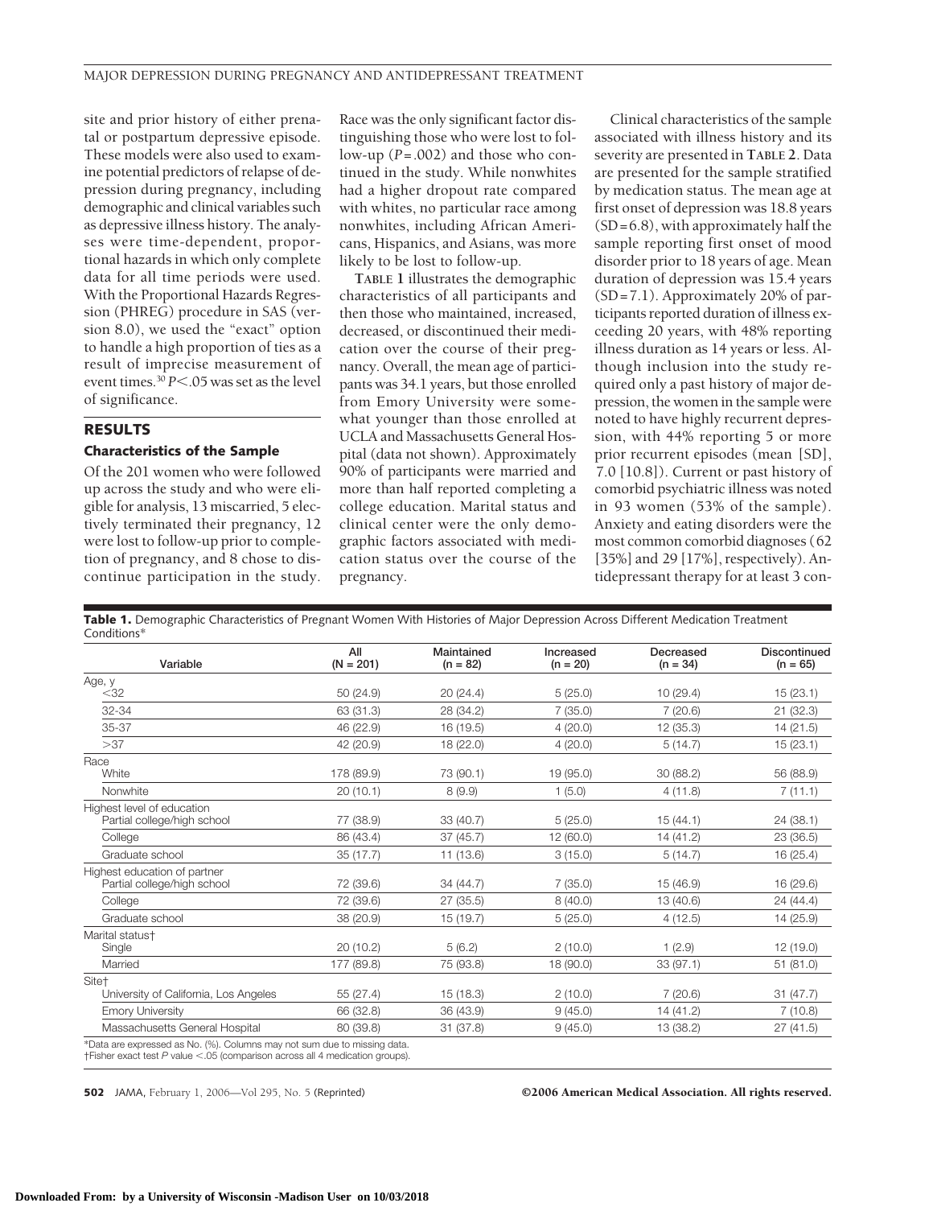site and prior history of either prenatal or postpartum depressive episode. These models were also used to examine potential predictors of relapse of depression during pregnancy, including demographic and clinical variables such as depressive illness history. The analyses were time-dependent, proportional hazards in which only complete data for all time periods were used. With the Proportional Hazards Regression (PHREG) procedure in SAS (version 8.0), we used the "exact" option to handle a high proportion of ties as a result of imprecise measurement of event times.[30] $P<.05$ was set as the level of significance.

## RESULTS

### Characteristics of the Sample

Of the 201 women who were followed up across the study and who were eligible for analysis, 13 miscarried, 5 electively terminated their pregnancy, 12 were lost to follow-up prior to completion of pregnancy, and 8 chose to discontinue participation in the study. Race was the only significant factor distinguishing those who were lost to follow-up ($P=.002$) and those who continued in the study. While nonwhites had a higher dropout rate compared with whites, no particular race among nonwhites, including African Americans, Hispanics, and Asians, was more likely to be lost to follow-up.

**TABLE 1** illustrates the demographic characteristics of all participants and then those who maintained, increased, decreased, or discontinued their medication over the course of their pregnancy. Overall, the mean age of participants was 34.1 years, but those enrolled from Emory University were somewhat younger than those enrolled at UCLA and Massachusetts General Hospital (data not shown). Approximately 90% of participants were married and more than half reported completing a college education. Marital status and clinical center were the only demographic factors associated with medication status over the course of the pregnancy.

Clinical characteristics of the sample associated with illness history and its severity are presented in **TABLE 2**. Data are presented for the sample stratified by medication status. The mean age at first onset of depression was 18.8 years (SD=6.8), with approximately half the sample reporting first onset of mood disorder prior to 18 years of age. Mean duration of depression was 15.4 years (SD=7.1). Approximately 20% of participants reported duration of illness exceeding 20 years, with 48% reporting illness duration as 14 years or less. Although inclusion into the study required only a past history of major depression, the women in the sample were noted to have highly recurrent depression, with 44% reporting 5 or more prior recurrent episodes (mean [SD], 7.0 [10.8]). Current or past history of comorbid psychiatric illness was noted in 93 women (53% of the sample). Anxiety and eating disorders were the most common comorbid diagnoses (62 [35%] and 29 [17%], respectively). Antidepressant therapy for at least 3 con-

**Table 1.** Demographic Characteristics of Pregnant Women With Histories of Major Depression Across Different Medication Treatment Conditions*

| Variable | All (N = 201) | Maintained (n = 82) | Increased (n = 20) | Decreased (n = 34) | Discontinued (n = 65) |
|---|---|---|---|---|---|
| Age, y | | | | | |
| <32 | 50 (24.9) | 20 (24.4) | 5 (25.0) | 10 (29.4) | 15 (23.1) |
| 32-34 | 63 (31.3) | 28 (34.2) | 7 (35.0) | 7 (20.6) | 21 (32.3) |
| 35-37 | 46 (22.9) | 16 (19.5) | 4 (20.0) | 12 (35.3) | 14 (21.5) |
| >37 | 42 (20.9) | 18 (22.0) | 4 (20.0) | 5 (14.7) | 15 (23.1) |
| Race | | | | | |
| White | 178 (89.9) | 73 (90.1) | 19 (95.0) | 30 (88.2) | 56 (88.9) |
| Nonwhite | 20 (10.1) | 8 (9.9) | 1 (5.0) | 4 (11.8) | 7 (11.1) |
| Highest level of education | | | | | |
| Partial college/high school | 77 (38.9) | 33 (40.7) | 5 (25.0) | 15 (44.1) | 24 (38.1) |
| College | 86 (43.4) | 37 (45.7) | 12 (60.0) | 14 (41.2) | 23 (36.5) |
| Graduate school | 35 (17.7) | 11 (13.6) | 3 (15.0) | 5 (14.7) | 16 (25.4) |
| Highest education of partner | | | | | |
| Partial college/high school | 72 (39.6) | 34 (44.7) | 7 (35.0) | 15 (46.9) | 16 (29.6) |
| College | 72 (39.6) | 27 (35.5) | 8 (40.0) | 13 (40.6) | 24 (44.4) |
| Graduate school | 38 (20.9) | 15 (19.7) | 5 (25.0) | 4 (12.5) | 14 (25.9) |
| Marital status† | | | | | |
| Single | 20 (10.2) | 5 (6.2) | 2 (10.0) | 1 (2.9) | 12 (19.0) |
| Married | 177 (89.8) | 75 (93.8) | 18 (90.0) | 33 (97.1) | 51 (81.0) |
| Site† | | | | | |
| University of California, Los Angeles | 55 (27.4) | 15 (18.3) | 2 (10.0) | 7 (20.6) | 31 (47.7) |
| Emory University | 66 (32.8) | 36 (43.9) | 9 (45.0) | 14 (41.2) | 7 (10.8) |
| Massachusetts General Hospital | 80 (39.8) | 31 (37.8) | 9 (45.0) | 13 (38.2) | 27 (41.5) |

*Data are expressed as No. (%). Columns may not sum due to missing data.
†Fisher exact test $P$ value <.05 (comparison across all 4 medication groups).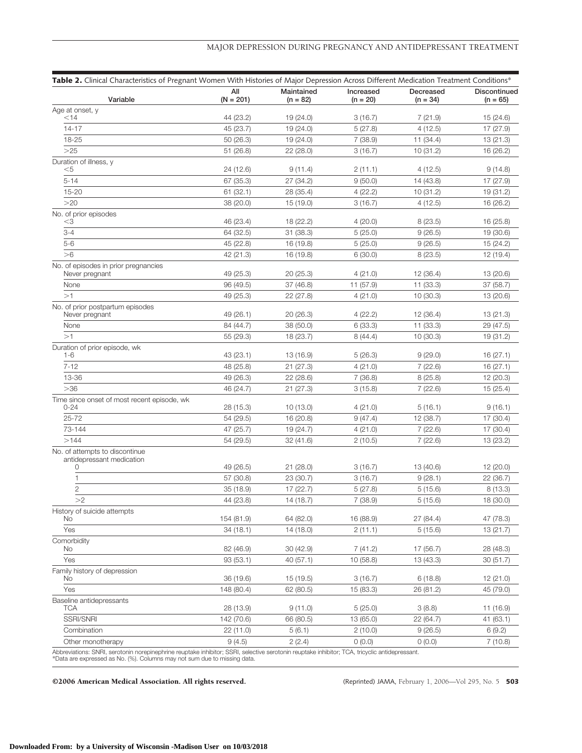**Table 2.** Clinical Characteristics of Pregnant Women With Histories of Major Depression Across Different Medication Treatment Conditions*

| Variable | All (N = 201) | Maintained (n = 82) | Increased (n = 20) | Decreased (n = 34) | Discontinued (n = 65) |
|---|---|---|---|---|---|
| Age at onset, y | | | | | |
| <14 | 44 (23.2) | 19 (24.0) | 3 (16.7) | 7 (21.9) | 15 (24.6) |
| 14-17 | 45 (23.7) | 19 (24.0) | 5 (27.8) | 4 (12.5) | 17 (27.9) |
| 18-25 | 50 (26.3) | 19 (24.0) | 7 (38.9) | 11 (34.4) | 13 (21.3) |
| >25 | 51 (26.8) | 22 (28.0) | 3 (16.7) | 10 (31.2) | 16 (26.2) |
| Duration of illness, y | | | | | |
| <5 | 24 (12.6) | 9 (11.4) | 2 (11.1) | 4 (12.5) | 9 (14.8) |
| 5-14 | 67 (35.3) | 27 (34.2) | 9 (50.0) | 14 (43.8) | 17 (27.9) |
| 15-20 | 61 (32.1) | 28 (35.4) | 4 (22.2) | 10 (31.2) | 19 (31.2) |
| >20 | 38 (20.0) | 15 (19.0) | 3 (16.7) | 4 (12.5) | 16 (26.2) |
| No. of prior episodes | | | | | |
| <3 | 46 (23.4) | 18 (22.2) | 4 (20.0) | 8 (23.5) | 16 (25.8) |
| 3-4 | 64 (32.5) | 31 (38.3) | 5 (25.0) | 9 (26.5) | 19 (30.6) |
| 5-6 | 45 (22.8) | 16 (19.8) | 5 (25.0) | 9 (26.5) | 15 (24.2) |
| >6 | 42 (21.3) | 16 (19.8) | 6 (30.0) | 8 (23.5) | 12 (19.4) |
| No. of episodes in prior pregnancies | | | | | |
| Never pregnant | 49 (25.3) | 20 (25.3) | 4 (21.0) | 12 (36.4) | 13 (20.6) |
| None | 96 (49.5) | 37 (46.8) | 11 (57.9) | 11 (33.3) | 37 (58.7) |
| >1 | 49 (25.3) | 22 (27.8) | 4 (21.0) | 10 (30.3) | 13 (20.6) |
| No. of prior postpartum episodes | | | | | |
| Never pregnant | 49 (26.1) | 20 (26.3) | 4 (22.2) | 12 (36.4) | 13 (21.3) |
| None | 84 (44.7) | 38 (50.0) | 6 (33.3) | 11 (33.3) | 29 (47.5) |
| >1 | 55 (29.3) | 18 (23.7) | 8 (44.4) | 10 (30.3) | 19 (31.2) |
| Duration of prior episode, wk | | | | | |
| 1-6 | 43 (23.1) | 13 (16.9) | 5 (26.3) | 9 (29.0) | 16 (27.1) |
| 7-12 | 48 (25.8) | 21 (27.3) | 4 (21.0) | 7 (22.6) | 16 (27.1) |
| 13-36 | 49 (26.3) | 22 (28.6) | 7 (36.8) | 8 (25.8) | 12 (20.3) |
| >36 | 46 (24.7) | 21 (27.3) | 3 (15.8) | 7 (22.6) | 15 (25.4) |
| Time since onset of most recent episode, wk | | | | | |
| 0-24 | 28 (15.3) | 10 (13.0) | 4 (21.0) | 5 (16.1) | 9 (16.1) |
| 25-72 | 54 (29.5) | 16 (20.8) | 9 (47.4) | 12 (38.7) | 17 (30.4) |
| 73-144 | 47 (25.7) | 19 (24.7) | 4 (21.0) | 7 (22.6) | 17 (30.4) |
| >144 | 54 (29.5) | 32 (41.6) | 2 (10.5) | 7 (22.6) | 13 (23.2) |
| No. of attempts to discontinue antidepressant medication | | | | | |
| 0 | 49 (26.5) | 21 (28.0) | 3 (16.7) | 13 (40.6) | 12 (20.0) |
| 1 | 57 (30.8) | 23 (30.7) | 3 (16.7) | 9 (28.1) | 22 (36.7) |
| 2 | 35 (18.9) | 17 (22.7) | 5 (27.8) | 5 (15.6) | 8 (13.3) |
| >2 | 44 (23.8) | 14 (18.7) | 7 (38.9) | 5 (15.6) | 18 (30.0) |
| History of suicide attempts | | | | | |
| No | 154 (81.9) | 64 (82.0) | 16 (88.9) | 27 (84.4) | 47 (78.3) |
| Yes | 34 (18.1) | 14 (18.0) | 2 (11.1) | 5 (15.6) | 13 (21.7) |
| Comorbidity | | | | | |
| No | 82 (46.9) | 30 (42.9) | 7 (41.2) | 17 (56.7) | 28 (48.3) |
| Yes | 93 (53.1) | 40 (57.1) | 10 (58.8) | 13 (43.3) | 30 (51.7) |
| Family history of depression | | | | | |
| No | 36 (19.6) | 15 (19.5) | 3 (16.7) | 6 (18.8) | 12 (21.0) |
| Yes | 148 (80.4) | 62 (80.5) | 15 (83.3) | 26 (81.2) | 45 (79.0) |
| Baseline antidepressants | | | | | |
| TCA | 28 (13.9) | 9 (11.0) | 5 (25.0) | 3 (8.8) | 11 (16.9) |
| SSRI/SNRI | 142 (70.6) | 66 (80.5) | 13 (65.0) | 22 (64.7) | 41 (63.1) |
| Combination | 22 (11.0) | 5 (6.1) | 2 (10.0) | 9 (26.5) | 6 (9.2) |
| Other monotherapy | 9 (4.5) | 2 (2.4) | 0 (0.0) | 0 (0.0) | 7 (10.8) |

Abbreviations: SNRI, serotonin norepinephrine reuptake inhibitor; SSRI, selective serotonin reuptake inhibitor; TCA, tricyclic antidepressant.
*Data are expressed as No. (%). Columns may not sum due to missing data.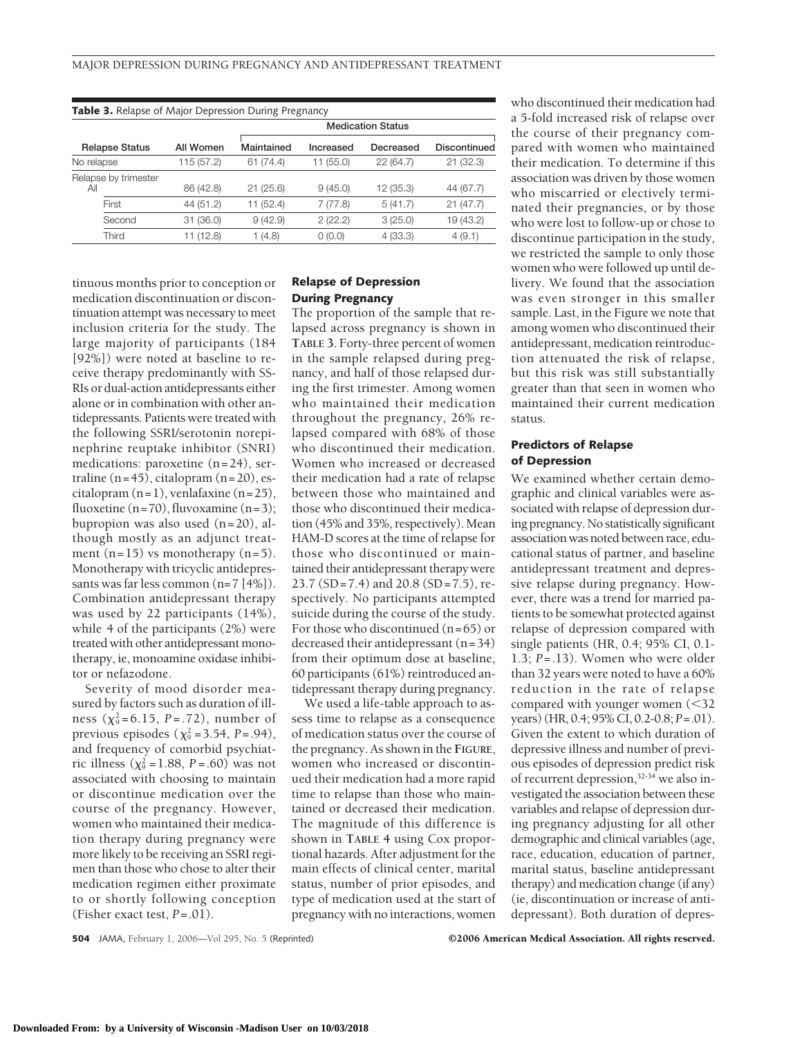**Table 3.** Relapse of Major Depression During Pregnancy

| Relapse Status | All Women | Medication Status | | | |
|---|---|---|---|---|---|
| | | Maintained | Increased | Decreased | Discontinued |
| No relapse | 115 (57.2) | 61 (74.4) | 11 (55.0) | 22 (64.7) | 21 (32.3) |
| Relapse by trimester | | | | | |
| All | 86 (42.8) | 21 (25.6) | 9 (45.0) | 12 (35.3) | 44 (67.7) |
| First | 44 (51.2) | 11 (52.4) | 7 (77.8) | 5 (41.7) | 21 (47.7) |
| Second | 31 (36.0) | 9 (42.9) | 2 (22.2) | 3 (25.0) | 19 (43.2) |
| Third | 11 (12.8) | 1 (4.8) | 0 (0.0) | 4 (33.3) | 4 (9.1) |

tinuous months prior to conception or medication discontinuation or discontinuation attempt was necessary to meet inclusion criteria for the study. The large majority of participants (184 [92%]) were noted at baseline to receive therapy predominantly with SSRIs or dual-action antidepressants either alone or in combination with other antidepressants. Patients were treated with the following SSRI/serotonin norepinephrine reuptake inhibitor (SNRI) medications: paroxetine (n=24), sertraline (n=45), citalopram (n=20), escitalopram (n=1), venlafaxine (n=25), fluoxetine (n=70), fluvoxamine (n=3); bupropion was also used (n=20), although mostly as an adjunct treatment (n=15) vs monotherapy (n=5). Monotherapy with tricyclic antidepressants was far less common (n=7 [4%]). Combination antidepressant therapy was used by 22 participants (14%), while 4 of the participants (2%) were treated with other antidepressant monotherapy, ie, monoamine oxidase inhibitor or nefazodone.

Severity of mood disorder measured by factors such as duration of illness ($\chi^2_9 = 6.15$, $P = .72$), number of previous episodes ($\chi^2_9 = 3.54$, $P = .94$), and frequency of comorbid psychiatric illness ($\chi^2_9 = 1.88$, $P = .60$) was not associated with choosing to maintain or discontinue medication over the course of the pregnancy. However, women who maintained their medication therapy during pregnancy were more likely to be receiving an SSRI regimen than those who chose to alter their medication regimen either proximate to or shortly following conception (Fisher exact test, $P = .01$).

### Relapse of Depression During Pregnancy

The proportion of the sample that relapsed across pregnancy is shown in **TABLE 3**. Forty-three percent of women in the sample relapsed during pregnancy, and half of those relapsed during the first trimester. Among women who maintained their medication throughout the pregnancy, 26% relapsed compared with 68% of those who discontinued their medication. Women who increased or decreased their medication had a rate of relapse between those who maintained and those who discontinued their medication (45% and 35%, respectively). Mean HAM-D scores at the time of relapse for those who discontinued or maintained their antidepressant therapy were 23.7 (SD=7.4) and 20.8 (SD=7.5), respectively. No participants attempted suicide during the course of the study. For those who discontinued (n=65) or decreased their antidepressant (n=34) from their optimum dose at baseline, 60 participants (61%) reintroduced antidepressant therapy during pregnancy.

We used a life-table approach to assess time to relapse as a consequence of medication status over the course of the pregnancy. As shown in the **FIGURE**, women who increased or discontinued their medication had a more rapid time to relapse than those who maintained or decreased their medication. The magnitude of this difference is shown in **TABLE 4** using Cox proportional hazards. After adjustment for the main effects of clinical center, marital status, number of prior episodes, and type of medication used at the start of pregnancy with no interactions, women who discontinued their medication had a 5-fold increased risk of relapse over the course of their pregnancy compared with women who maintained their medication. To determine if this association was driven by those women who miscarried or electively terminated their pregnancies, or by those who were lost to follow-up or chose to discontinue participation in the study, we restricted the sample to only those women who were followed up until delivery. We found that the association was even stronger in this smaller sample. Last, in the Figure we note that among women who discontinued their antidepressant, medication reintroduction attenuated the risk of relapse, but this risk was still substantially greater than that seen in women who maintained their current medication status.

### Predictors of Relapse of Depression

We examined whether certain demographic and clinical variables were associated with relapse of depression during pregnancy. No statistically significant association was noted between race, educational status of partner, and baseline antidepressant treatment and depressive relapse during pregnancy. However, there was a trend for married patients to be somewhat protected against relapse of depression compared with single patients (HR, 0.4; 95% CI, 0.1-1.3; $P = .13$). Women who were older than 32 years were noted to have a 60% reduction in the rate of relapse compared with younger women (<32 years) (HR, 0.4; 95% CI, 0.2-0.8; $P = .01$). Given the extent to which duration of depressive illness and number of previous episodes of depression predict risk of recurrent depression,[32-34] we also investigated the association between these variables and relapse of depression during pregnancy adjusting for all other demographic and clinical variables (age, race, education, education of partner, marital status, baseline antidepressant therapy) and medication change (if any) (ie, discontinuation or increase of antidepressant). Both duration of depres-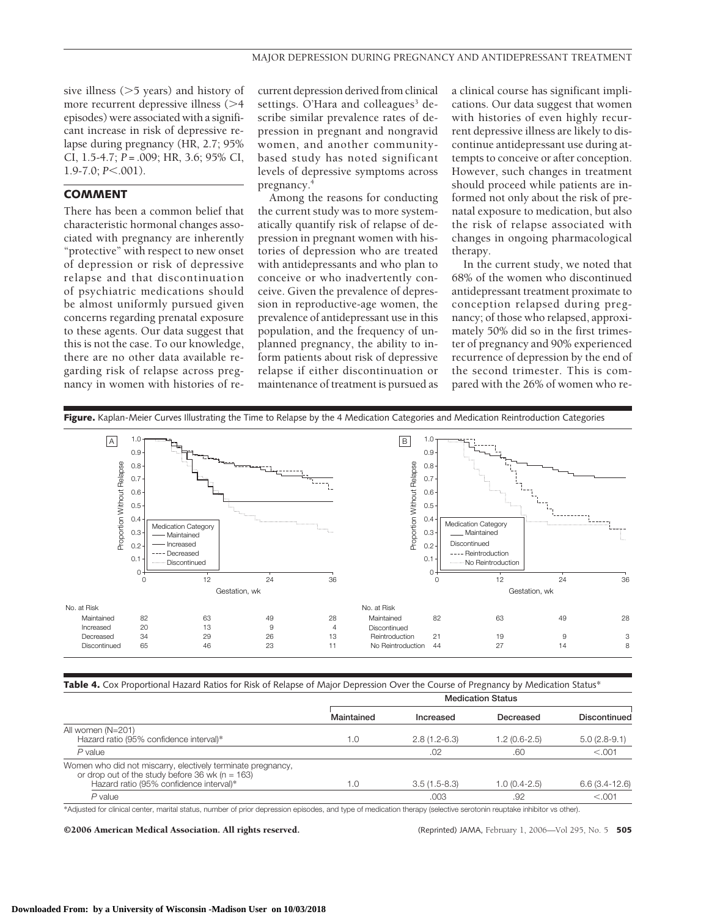sive illness (>5 years) and history of more recurrent depressive illness (>4 episodes) were associated with a significant increase in risk of depressive relapse during pregnancy (HR, 2.7; 95% CI, 1.5-4.7; $P = .009$; HR, 3.6; 95% CI, 1.9-7.0; $P < .001$).

## COMMENT

There has been a common belief that characteristic hormonal changes associated with pregnancy are inherently "protective" with respect to new onset of depression or risk of depressive relapse and that discontinuation of psychiatric medications should be almost uniformly pursued given concerns regarding prenatal exposure to these agents. Our data suggest that this is not the case. To our knowledge, there are no other data available regarding risk of relapse across pregnancy in women with histories of recurrent depression derived from clinical settings. O'Hara and colleagues[3] describe similar prevalence rates of depression in pregnant and nongravid women, and another community-based study has noted significant levels of depressive symptoms across pregnancy.[4]

Among the reasons for conducting the current study was to more systematically quantify risk of relapse of depression in pregnant women with histories of depression who are treated with antidepressants and who plan to conceive or who inadvertently conceive. Given the prevalence of depression in reproductive-age women, the prevalence of antidepressant use in this population, and the frequency of unplanned pregnancy, the ability to inform patients about risk of depressive relapse if either discontinuation or maintenance of treatment is pursued as a clinical course has significant implications. Our data suggest that women with histories of even highly recurrent depressive illness are likely to discontinue antidepressant use during attempts to conceive or after conception. However, such changes in treatment should proceed while patients are informed not only about the risk of prenatal exposure to medication, but also the risk of relapse associated with changes in ongoing pharmacological therapy.

In the current study, we noted that 68% of the women who discontinued antidepressant treatment proximate to conception relapsed during pregnancy; of those who relapsed, approximately 50% did so in the first trimester of pregnancy and 90% experienced recurrence of depression by the end of the second trimester. This is compared with the 26% of women who re-

**Figure.** Kaplan-Meier Curves Illustrating the Time to Relapse by the 4 Medication Categories and Medication Reintroduction Categories

Panel A — No. at Risk

| Medication Category | 0 | 12 | 24 | 36 |
|---|---|---|---|---|
| Maintained | 82 | 63 | 49 | 28 |
| Increased | 20 | 13 | 9 | 4 |
| Decreased | 34 | 29 | 26 | 13 |
| Discontinued | 65 | 46 | 23 | 11 |

Panel B — No. at Risk

| Medication Category | 0 | 12 | 24 | 36 |
|---|---|---|---|---|
| Maintained | 82 | 63 | 49 | 28 |
| Discontinued | | | | |
| Reintroduction | 21 | 19 | 9 | 3 |
| No Reintroduction | 44 | 27 | 14 | 8 |

**Table 4.** Cox Proportional Hazard Ratios for Risk of Relapse of Major Depression Over the Course of Pregnancy by Medication Status*

| | Medication Status | | | |
|---|---|---|---|---|
| | Maintained | Increased | Decreased | Discontinued |
| All women (N=201) Hazard ratio (95% confidence interval)* | 1.0 | 2.8 (1.2-6.3) | 1.2 (0.6-2.5) | 5.0 (2.8-9.1) |
| *P* value | | .02 | .60 | <.001 |
| Women who did not miscarry, electively terminate pregnancy, or drop out of the study before 36 wk (n = 163) Hazard ratio (95% confidence interval)* | 1.0 | 3.5 (1.5-8.3) | 1.0 (0.4-2.5) | 6.6 (3.4-12.6) |
| *P* value | | .003 | .92 | <.001 |

*Adjusted for clinical center, marital status, number of prior depression episodes, and type of medication therapy (selective serotonin reuptake inhibitor vs other).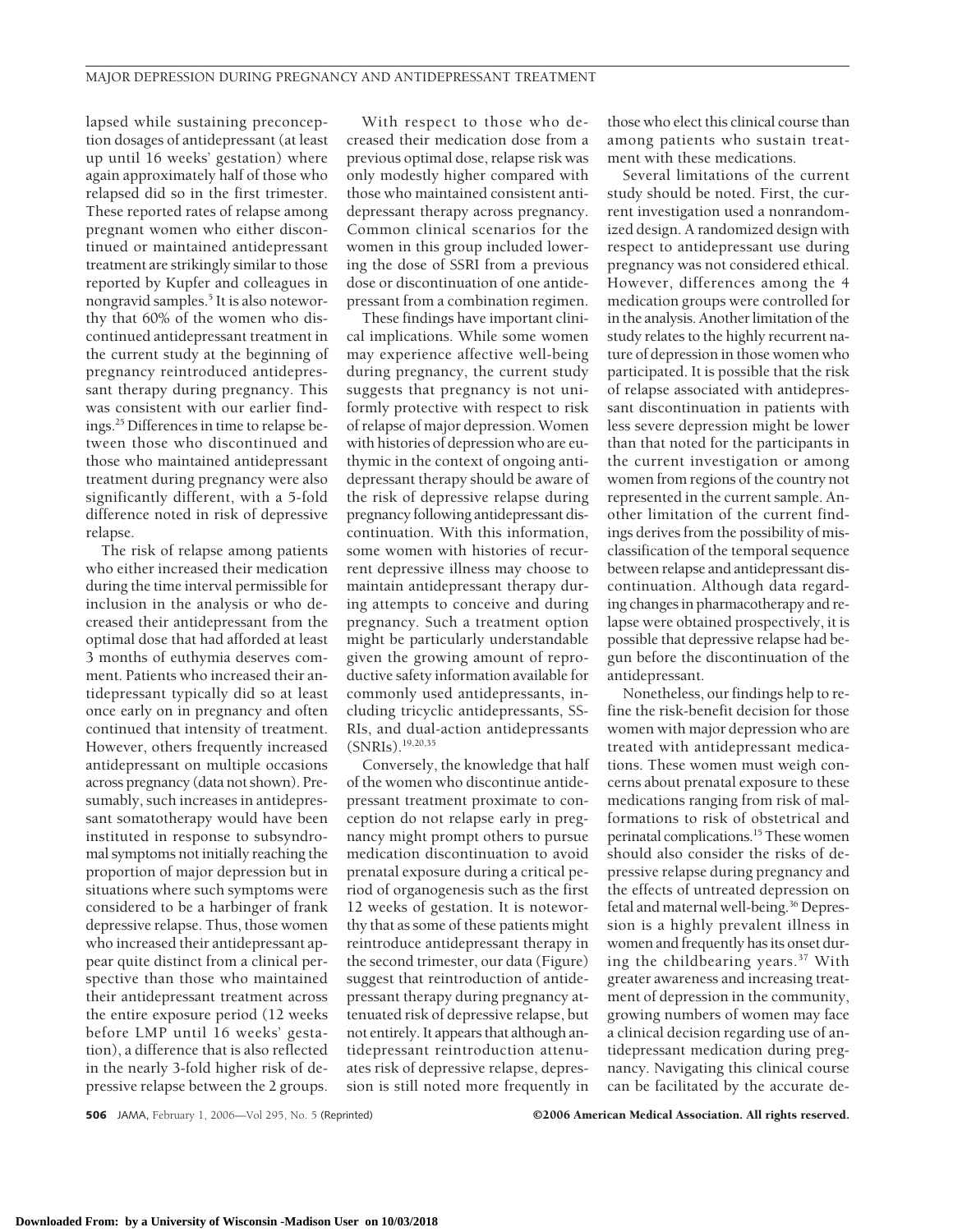lapsed while sustaining preconception dosages of antidepressant (at least up until 16 weeks' gestation) where again approximately half of those who relapsed did so in the first trimester. These reported rates of relapse among pregnant women who either discontinued or maintained antidepressant treatment are strikingly similar to those reported by Kupfer and colleagues in nongravid samples.[5] It is also noteworthy that 60% of the women who discontinued antidepressant treatment in the current study at the beginning of pregnancy reintroduced antidepressant therapy during pregnancy. This was consistent with our earlier findings.[25] Differences in time to relapse between those who discontinued and those who maintained antidepressant treatment during pregnancy were also significantly different, with a 5-fold difference noted in risk of depressive relapse.

The risk of relapse among patients who either increased their medication during the time interval permissible for inclusion in the analysis or who decreased their antidepressant from the optimal dose that had afforded at least 3 months of euthymia deserves comment. Patients who increased their antidepressant typically did so at least once early on in pregnancy and often continued that intensity of treatment. However, others frequently increased antidepressant on multiple occasions across pregnancy (data not shown). Presumably, such increases in antidepressant somatotherapy would have been instituted in response to subsyndromal symptoms not initially reaching the proportion of major depression but in situations where such symptoms were considered to be a harbinger of frank depressive relapse. Thus, those women who increased their antidepressant appear quite distinct from a clinical perspective than those who maintained their antidepressant treatment across the entire exposure period (12 weeks before LMP until 16 weeks' gestation), a difference that is also reflected in the nearly 3-fold higher risk of depressive relapse between the 2 groups.

With respect to those who decreased their medication dose from a previous optimal dose, relapse risk was only modestly higher compared with those who maintained consistent antidepressant therapy across pregnancy. Common clinical scenarios for the women in this group included lowering the dose of SSRI from a previous dose or discontinuation of one antidepressant from a combination regimen.

These findings have important clinical implications. While some women may experience affective well-being during pregnancy, the current study suggests that pregnancy is not uniformly protective with respect to risk of relapse of major depression. Women with histories of depression who are euthymic in the context of ongoing antidepressant therapy should be aware of the risk of depressive relapse during pregnancy following antidepressant discontinuation. With this information, some women with histories of recurrent depressive illness may choose to maintain antidepressant therapy during attempts to conceive and during pregnancy. Such a treatment option might be particularly understandable given the growing amount of reproductive safety information available for commonly used antidepressants, including tricyclic antidepressants, SSRIs, and dual-action antidepressants (SNRIs).[19,20,35]

Conversely, the knowledge that half of the women who discontinue antidepressant treatment proximate to conception do not relapse early in pregnancy might prompt others to pursue medication discontinuation to avoid prenatal exposure during a critical period of organogenesis such as the first 12 weeks of gestation. It is noteworthy that as some of these patients might reintroduce antidepressant therapy in the second trimester, our data (Figure) suggest that reintroduction of antidepressant therapy during pregnancy attenuated risk of depressive relapse, but not entirely. It appears that although antidepressant reintroduction attenuates risk of depressive relapse, depression is still noted more frequently in those who elect this clinical course than among patients who sustain treatment with these medications.

Several limitations of the current study should be noted. First, the current investigation used a nonrandomized design. A randomized design with respect to antidepressant use during pregnancy was not considered ethical. However, differences among the 4 medication groups were controlled for in the analysis. Another limitation of the study relates to the highly recurrent nature of depression in those women who participated. It is possible that the risk of relapse associated with antidepressant discontinuation in patients with less severe depression might be lower than that noted for the participants in the current investigation or among women from regions of the country not represented in the current sample. Another limitation of the current findings derives from the possibility of misclassification of the temporal sequence between relapse and antidepressant discontinuation. Although data regarding changes in pharmacotherapy and relapse were obtained prospectively, it is possible that depressive relapse had begun before the discontinuation of the antidepressant.

Nonetheless, our findings help to refine the risk-benefit decision for those women with major depression who are treated with antidepressant medications. These women must weigh concerns about prenatal exposure to these medications ranging from risk of malformations to risk of obstetrical and perinatal complications.[15] These women should also consider the risks of depressive relapse during pregnancy and the effects of untreated depression on fetal and maternal well-being.[36] Depression is a highly prevalent illness in women and frequently has its onset during the childbearing years.[37] With greater awareness and increasing treatment of depression in the community, growing numbers of women may face a clinical decision regarding use of antidepressant medication during pregnancy. Navigating this clinical course can be facilitated by the accurate de-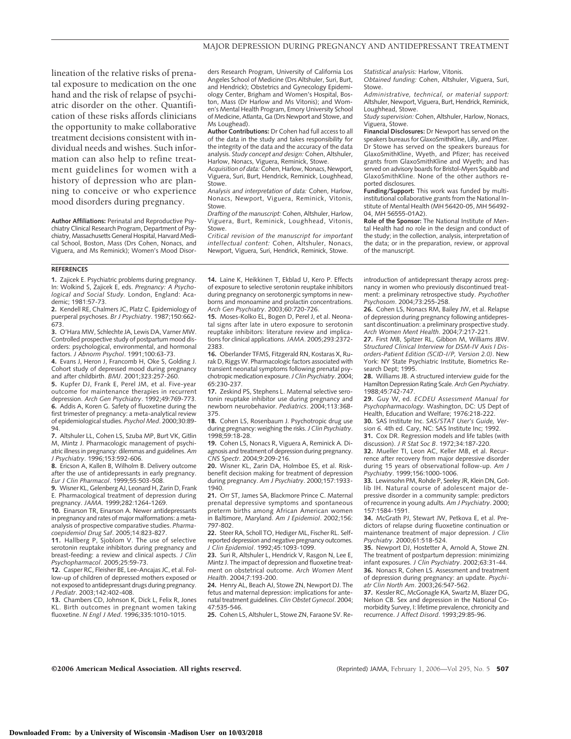lineation of the relative risks of prenatal exposure to medication on the one hand and the risk of relapse of psychiatric disorder on the other. Quantification of these risks affords clinicians the opportunity to make collaborative treatment decisions consistent with individual needs and wishes. Such information can also help to refine treatment guidelines for women with a history of depression who are planning to conceive or who experience mood disorders during pregnancy.

**Author Affiliations:** Perinatal and Reproductive Psychiatry Clinical Research Program, Department of Psychiatry, Massachusetts General Hospital, Harvard Medical School, Boston, Mass (Drs Cohen, Nonacs, and Viguera, and Ms Reminick); Women's Mood Disorders Research Program, University of California Los Angeles School of Medicine (Drs Altshuler, Suri, Burt, and Hendrick); Obstetrics and Gynecology Epidemiology Center, Brigham and Women's Hospital, Boston, Mass (Dr Harlow and Ms Vitonis); and Women's Mental Health Program, Emory University School of Medicine, Atlanta, Ga (Drs Newport and Stowe, and Ms Loughead).

**Author Contributions:** Dr Cohen had full access to all of the data in the study and takes responsibility for the integrity of the data and the accuracy of the data analysis. *Study concept and design:* Cohen, Altshuler, Harlow, Nonacs, Viguera, Reminick, Stowe.
*Acquisition of data:* Cohen, Harlow, Nonacs, Newport, Viguera, Suri, Burt, Hendrick, Reminick, Loughhead, Stowe.
*Analysis and interpretation of data:* Cohen, Harlow, Nonacs, Newport, Viguera, Reminick, Vitonis, Stowe.
*Drafting of the manuscript:* Cohen, Altshuler, Harlow, Viguera, Burt, Reminick, Loughhead, Vitonis, Stowe.
*Critical revision of the manuscript for important intellectual content:* Cohen, Altshuler, Nonacs, Newport, Viguera, Suri, Hendrick, Reminick, Stowe.
*Statistical analysis:* Harlow, Vitonis.
*Obtained funding:* Cohen, Altshuler, Viguera, Suri, Stowe.
*Administrative, technical, or material support:* Altshuler, Newport, Viguera, Burt, Hendrick, Reminick, Loughhead, Stowe.
*Study supervision:* Cohen, Altshuler, Harlow, Nonacs, Viguera, Stowe.

**Financial Disclosures:** Dr Newport has served on the speakers bureaus for GlaxoSmithKline, Lilly, and Pfizer. Dr Stowe has served on the speakers bureaus for GlaxoSmithKline, Wyeth, and Pfizer; has received grants from GlaxoSmithKline and Wyeth; and has served on advisory boards for Bristol-Myers Squibb and GlaxoSmithKline. None of the other authors reported disclosures.

**Funding/Support:** This work was funded by multi-institutional collaborative grants from the National Institute of Mental Health (MH 56420-05, MH 56492-04, MH 56555-01A2).

**Role of the Sponsor:** The National Institute of Mental Health had no role in the design and conduct of the study; in the collection, analysis, interpretation of the data; or in the preparation, review, or approval of the manuscript.

## REFERENCES

1. Zajicek E. Psychiatric problems during pregnancy. In: Wolkind S, Zajicek E, eds. *Pregnancy: A Psychological and Social Study*. London, England: Academic; 1981:57-73.
2. Kendell RE, Chalmers JC, Platz C. Epidemiology of puerperal psychoses. *Br J Psychiatry*. 1987;150:662-673.
3. O'Hara MW, Schlechte JA, Lewis DA, Varner MW. Controlled prospective study of postpartum mood disorders: psychological, environmental, and hormonal factors. *J Abnorm Psychol*. 1991;100:63-73.
4. Evans J, Heron J, Francomb H, Oke S, Golding J. Cohort study of depressed mood during pregnancy and after childbirth. *BMJ*. 2001;323:257-260.
5. Kupfer DJ, Frank E, Perel JM, et al. Five-year outcome for maintenance therapies in recurrent depression. *Arch Gen Psychiatry*. 1992;49:769-773.
6. Addis A, Koren G. Safety of fluoxetine during the first trimester of pregnancy: a meta-analytical review of epidemiological studies. *Psychol Med*. 2000;30:89-94.
7. Altshuler LL, Cohen LS, Szuba MP, Burt VK, Gitlin M, Mintz J. Pharmacologic management of psychiatric illness in pregnancy: dilemmas and guidelines. *Am J Psychiatry*. 1996;153:592-606.
8. Ericson A, Kallen B, Wilholm B. Delivery outcome after the use of antidepressants in early pregnancy. *Eur J Clin Pharmacol*. 1999;55:503-508.
9. Wisner KL, Gelenberg AJ, Leonard H, Zarin D, Frank E. Pharmacological treatment of depression during pregnancy. *JAMA*. 1999;282:1264-1269.
10. Einarson TR, Einarson A. Newer antidepressants in pregnancy and rates of major malformations: a meta-analysis of prospective comparative studies. *Pharmacoepidemiol Drug Saf*. 2005;14:823-827.
11. Hallberg P, Sjoblom V. The use of selective serotonin reuptake inhibitors during pregnancy and breast-feeding: a review and clinical aspects. *J Clin Psychopharmacol*. 2005;25:59-73.
12. Casper RC, Fleisher BE, Lee-Ancajas JC, et al. Follow-up of children of depressed mothers exposed or not exposed to antidepressant drugs during pregnancy. *J Pediatr*. 2003;142:402-408.
13. Chambers CD, Johnson K, Dick L, Felix R, Jones KL. Birth outcomes in pregnant women taking fluoxetine. *N Engl J Med*. 1996;335:1010-1015.
14. Laine K, Heikkinen T, Ekblad U, Kero P. Effects of exposure to selective serotonin reuptake inhibitors during pregnancy on serotonergic symptoms in newborns and monoamine and prolactin concentrations. *Arch Gen Psychiatry*. 2003;60:720-726.
15. Moses-Kolko EL, Bogen D, Perel J, et al. Neonatal signs after late in utero exposure to serotonin reuptake inhibitors: literature review and implications for clinical applications. *JAMA*. 2005;293:2372-2383.
16. Oberlander TFMS, Fitzgerald RN, Kostaras X, Rurak D, Riggs W. Pharmacologic factors associated with transient neonatal symptoms following prenatal psychotropic medication exposure. *J Clin Psychiatry*. 2004;65:230-237.
17. Zeskind PS, Stephens L. Maternal selective serotonin reuptake inhibitor use during pregnancy and newborn neurobehavior. *Pediatrics*. 2004;113:368-375.
18. Cohen LS, Rosenbaum J. Psychotropic drug use during pregnancy: weighing the risks. *J Clin Psychiatry*. 1998;59:18-28.
19. Cohen LS, Nonacs R, Viguera A, Reminick A. Diagnosis and treatment of depression during pregnancy. *CNS Spectr*. 2004;9:209-216.
20. Wisner KL, Zarin DA, Holmboe ES, et al. Risk-benefit decision making for treatment of depression during pregnancy. *Am J Psychiatry*. 2000;157:1933-1940.
21. Orr ST, James SA, Blackmore Prince C. Maternal prenatal depressive symptoms and spontaneous preterm births among African American women in Baltimore, Maryland. *Am J Epidemiol*. 2002;156:797-802.
22. Steer RA, Scholl TO, Hediger ML, Fischer RL. Self-reported depression and negative pregnancy outcomes. *J Clin Epidemiol*. 1992;45:1093-1099.
23. Suri R, Altshuler L, Hendrick V, Rasgon N, Lee E, Mintz J. The impact of depression and fluoxetine treatment on obstetrical outcome. *Arch Women Ment Health*. 2004;7:193-200.
24. Henry AL, Beach AJ, Stowe ZN, Newport DJ. The fetus and maternal depression: implications for antenatal treatment guidelines. *Clin Obstet Gynecol*. 2004;47:535-546.
25. Cohen LS, Altshuler L, Stowe ZN, Faraone SV. Reintroduction of antidepressant therapy across pregnancy in women who previously discontinued treatment: a preliminary retrospective study. *Psychother Psychosom*. 2004;73:255-258.
26. Cohen LS, Nonacs RM, Bailey JW, et al. Relapse of depression during pregnancy following antidepressant discontinuation: a preliminary prospective study. *Arch Women Ment Health*. 2004;7:217-221.
27. First MB, Spitzer RL, Gibbon M, Williams JBW. *Structured Clinical Interview for DSM-IV Axis I Disorders-Patient Edition (SCID-I/P, Version 2.0)*. New York: NY State Psychiatric Institute, Biometrics Research Dept; 1995.
28. Williams JB. A structured interview guide for the Hamilton Depression Rating Scale. *Arch Gen Psychiatry*. 1988;45:742-747.
29. Guy W, ed. *ECDEU Assessment Manual for Psychopharmacology*. Washington, DC: US Dept of Health, Education and Welfare; 1976:218-222.
30. SAS Institute Inc. *SAS/STAT User's Guide, Version 6*. 4th ed. Cary, NC: SAS Institute Inc; 1992.
31. Cox DR. Regression models and life tables (with discussion). *J R Stat Soc B*. 1972;34:187-220.
32. Mueller TI, Leon AC, Keller MB, et al. Recurrence after recovery from major depressive disorder during 15 years of observational follow-up. *Am J Psychiatry*. 1999;156:1000-1006.
33. Lewinsohn PM, Rohde P, Seeley JR, Klein DN, Gotlib IH. Natural course of adolescent major depressive disorder in a community sample: predictors of recurrence in young adults. *Am J Psychiatry*. 2000;157:1584-1591.
34. McGrath PJ, Stewart JW, Petkova E, et al. Predictors of relapse during fluoxetine continuation or maintenance treatment of major depression. *J Clin Psychiatry*. 2000;61:518-524.
35. Newport DJ, Hostetter A, Arnold A, Stowe ZN. The treatment of postpartum depression: minimizing infant exposures. *J Clin Psychiatry*. 2002;63:31-44.
36. Nonacs R, Cohen LS. Assessment and treatment of depression during pregnancy: an update. *Psychiatr Clin North Am*. 2003;26:547-562.
37. Kessler RC, McGonagle KA, Swartz M, Blazer DG, Nelson CB. Sex and depression in the National Comorbidity Survey, I: lifetime prevalence, chronicity and recurrence. *J Affect Disord*. 1993;29:85-96.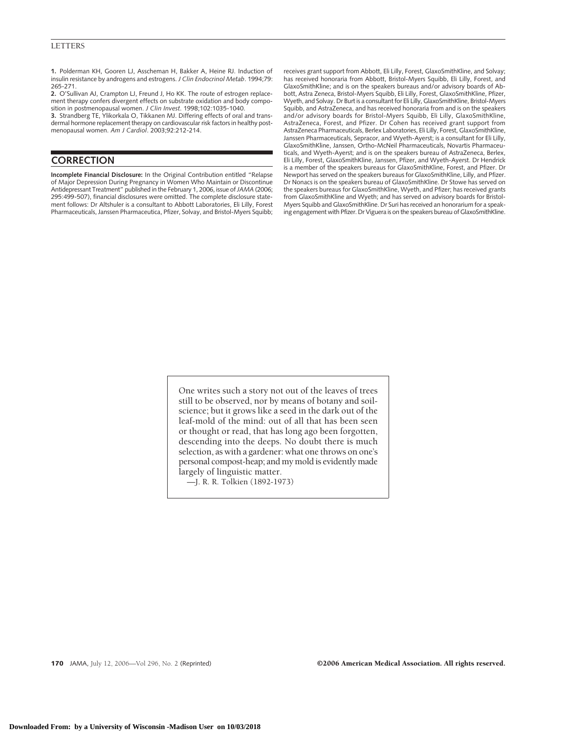1. Polderman KH, Gooren LJ, Asscheman H, Bakker A, Heine RJ. Induction of insulin resistance by androgens and estrogens. *J Clin Endocrinol Metab*. 1994;79:265-271.

2. O'Sullivan AJ, Crampton LJ, Freund J, Ho KK. The route of estrogen replacement therapy confers divergent effects on substrate oxidation and body composition in postmenopausal women. *J Clin Invest*. 1998;102:1035-1040.

3. Strandberg TE, Ylikorkala O, Tikkanen MJ. Differing effects of oral and transdermal hormone replacement therapy on cardiovascular risk factors in healthy postmenopausal women. *Am J Cardiol*. 2003;92:212-214.

## CORRECTION

**Incomplete Financial Disclosure:** In the Original Contribution entitled "Relapse of Major Depression During Pregnancy in Women Who Maintain or Discontinue Antidepressant Treatment" published in the February 1, 2006, issue of *JAMA* (2006;295:499-507), financial disclosures were omitted. The complete disclosure statement follows: Dr Altshuler is a consultant to Abbott Laboratories, Eli Lilly, Forest Pharmaceuticals, Janssen Pharmaceutica, Pfizer, Solvay, and Bristol-Myers Squibb; receives grant support from Abbott, Eli Lilly, Forest, GlaxoSmithKline, and Solvay; has received honoraria from Abbott, Bristol-Myers Squibb, Eli Lilly, Forest, and GlaxoSmithKline; and is on the speakers bureaus and/or advisory boards of Abbott, Astra Zeneca, Bristol-Myers Squibb, Eli Lilly, Forest, GlaxoSmithKline, Pfizer, Wyeth, and Solvay. Dr Burt is a consultant for Eli Lilly, GlaxoSmithKline, Bristol-Myers Squibb, and AstraZeneca, and has received honoraria from and is on the speakers and/or advisory boards for Bristol-Myers Squibb, Eli Lilly, GlaxoSmithKline, AstraZeneca, Forest, and Pfizer. Dr Cohen has received grant support from AstraZeneca Pharmaceuticals, Berlex Laboratories, Eli Lilly, Forest, GlaxoSmithKline, Janssen Pharmaceuticals, Sepracor, and Wyeth-Ayerst; is a consultant for Eli Lilly, GlaxoSmithKline, Janssen, Ortho-McNeil Pharmaceuticals, Novartis Pharmaceuticals, and Wyeth-Ayerst; and is on the speakers bureau of AstraZeneca, Berlex, Eli Lilly, Forest, GlaxoSmithKline, Janssen, Pfizer, and Wyeth-Ayerst. Dr Hendrick is a member of the speakers bureaus for GlaxoSmithKline, Forest, and Pfizer. Dr Newport has served on the speakers bureaus for GlaxoSmithKline, Lilly, and Pfizer. Dr Nonacs is on the speakers bureau of GlaxoSmithKline. Dr Stowe has served on the speakers bureaus for GlaxoSmithKline, Wyeth, and Pfizer; has received grants from GlaxoSmithKline and Wyeth; and has served on advisory boards for Bristol-Myers Squibb and GlaxoSmithKline. Dr Suri has received an honorarium for a speaking engagement with Pfizer. Dr Viguera is on the speakers bureau of GlaxoSmithKline.

> One writes such a story not out of the leaves of trees still to be observed, nor by means of botany and soil-science; but it grows like a seed in the dark out of the leaf-mold of the mind: out of all that has been seen or thought or read, that has long ago been forgotten, descending into the deeps. No doubt there is much selection, as with a gardener: what one throws on one's personal compost-heap; and my mold is evidently made largely of linguistic matter.
>
> —J. R. R. Tolkien (1892-1973)